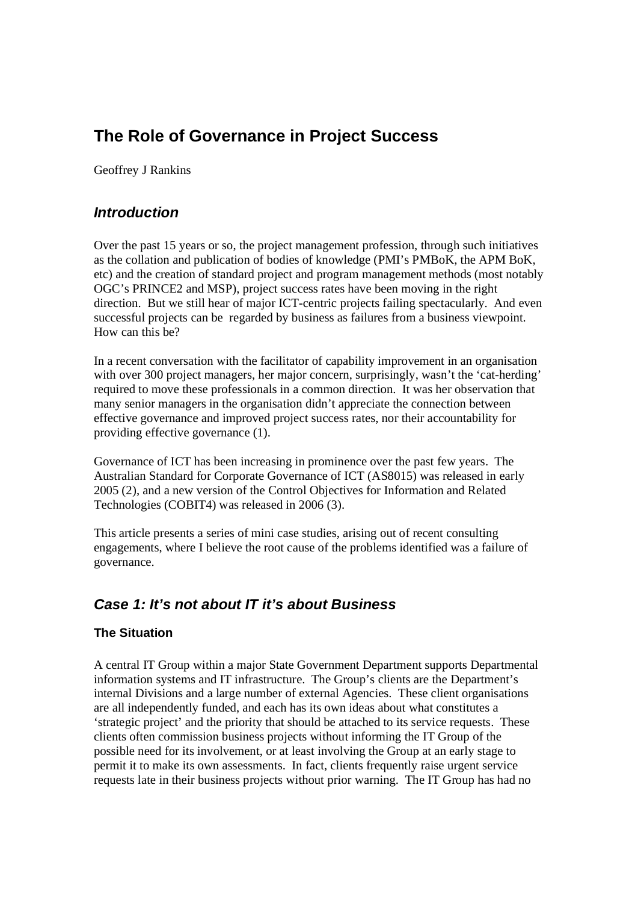# The Role of Governance in Project Success

Geoffrey J Rankins

## *Introduction*

Over the past 15 years or so, the project management profession, through such initiatives as the collation and publication of bodies of knowledge (PMI's PMBoK, the APM BoK, etc) and the creation of standard project and program management methods (most notably OGC's PRINCE2 and MSP), project success rates have been moving in the right direction. But we still hear of major ICT-centric projects failing spectacularly. And even successful projects can be regarded by business as failures from a business viewpoint. How can this be?

In a recent conversation with the facilitator of capability improvement in an organisation with over 300 project managers, her major concern, surprisingly, wasn't the 'cat-herding' required to move these professionals in a common direction. It was her observation that many senior managers in the organisation didn't appreciate the connection between effective governance and improved project success rates, nor their accountability for providing effective governance (1).

Governance of ICT has been increasing in prominence over the past few years. The Australian Standard for Corporate Governance of ICT (AS8015) was released in early 2005 (2), and a new version of the Control Objectives for Information and Related Technologies (COBIT4) was released in 2006 (3).

This article presents a series of mini case studies, arising out of recent consulting engagements, where I believe the root cause of the problems identified was a failure of governance.

## *Case 1: It's not about IT it's about Business*

### The Situation

A central IT Group within a major State Government Department supports Departmental information systems and IT infrastructure. The Group's clients are the Department's internal Divisions and a large number of external Agencies. These client organisations are all independently funded, and each has its own ideas about what constitutes a 'strategic project' and the priority that should be attached to its service requests. These clients often commission business projects without informing the IT Group of the possible need for its involvement, or at least involving the Group at an early stage to permit it to make its own assessments. In fact, clients frequently raise urgent service requests late in their business projects without prior warning. The IT Group has had no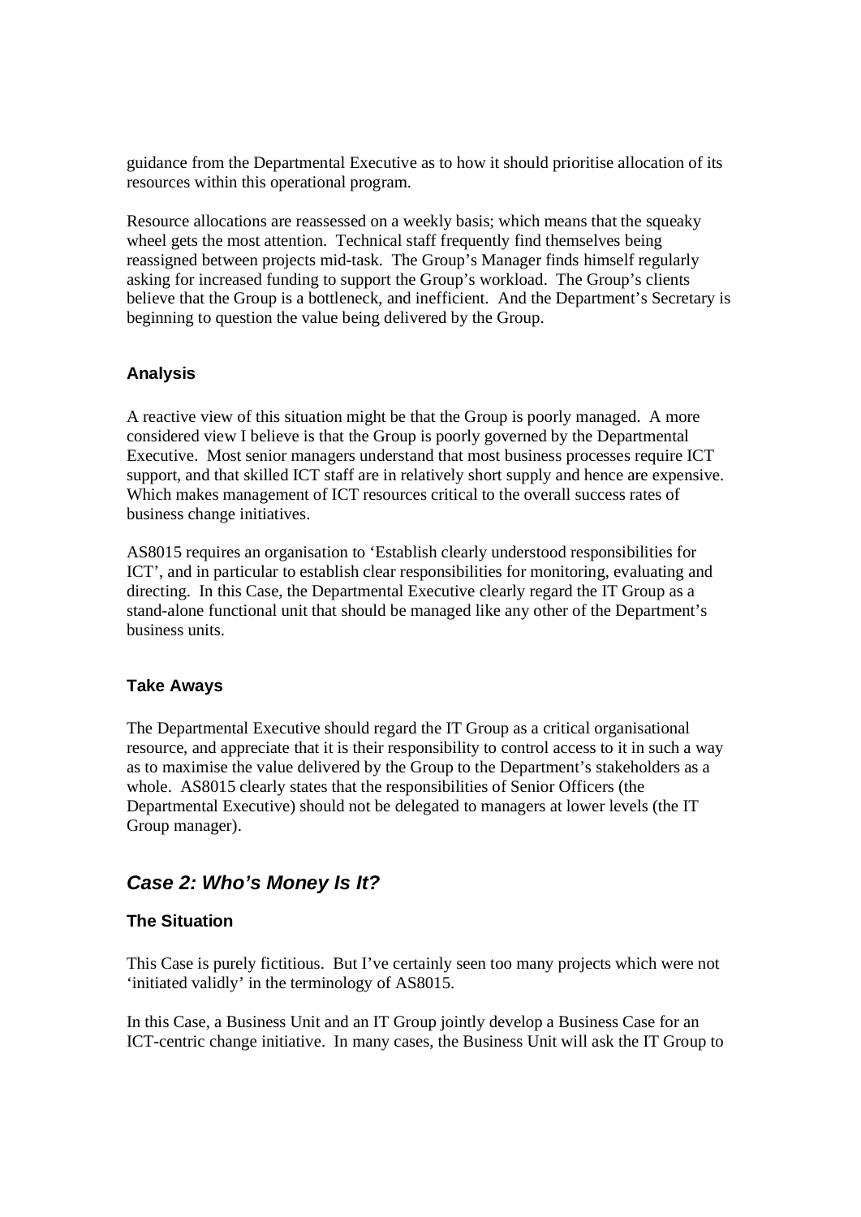guidance from the Departmental Executive as to how it should prioritise allocation of its resources within this operational program.

Resource allocations are reassessed on a weekly basis; which means that the squeaky wheel gets the most attention. Technical staff frequently find themselves being reassigned between projects mid-task. The Group's Manager finds himself regularly asking for increased funding to support the Group's workload. The Group's clients believe that the Group is a bottleneck, and inefficient. And the Department's Secretary is beginning to question the value being delivered by the Group.

### Analysis

A reactive view of this situation might be that the Group is poorly managed. A more considered view I believe is that the Group is poorly governed by the Departmental Executive. Most senior managers understand that most business processes require ICT support, and that skilled ICT staff are in relatively short supply and hence are expensive. Which makes management of ICT resources critical to the overall success rates of business change initiatives.

AS8015 requires an organisation to 'Establish clearly understood responsibilities for ICT', and in particular to establish clear responsibilities for monitoring, evaluating and directing. In this Case, the Departmental Executive clearly regard the IT Group as a stand-alone functional unit that should be managed like any other of the Department's business units.

### Take Aways

The Departmental Executive should regard the IT Group as a critical organisational resource, and appreciate that it is their responsibility to control access to it in such a way as to maximise the value delivered by the Group to the Department's stakeholders as a whole. AS8015 clearly states that the responsibilities of Senior Officers (the Departmental Executive) should not be delegated to managers at lower levels (the IT Group manager).

## *Case 2: Who's Money Is It?*

### The Situation

This Case is purely fictitious. But I've certainly seen too many projects which were not 'initiated validly' in the terminology of AS8015.

In this Case, a Business Unit and an IT Group jointly develop a Business Case for an ICT-centric change initiative. In many cases, the Business Unit will ask the IT Group to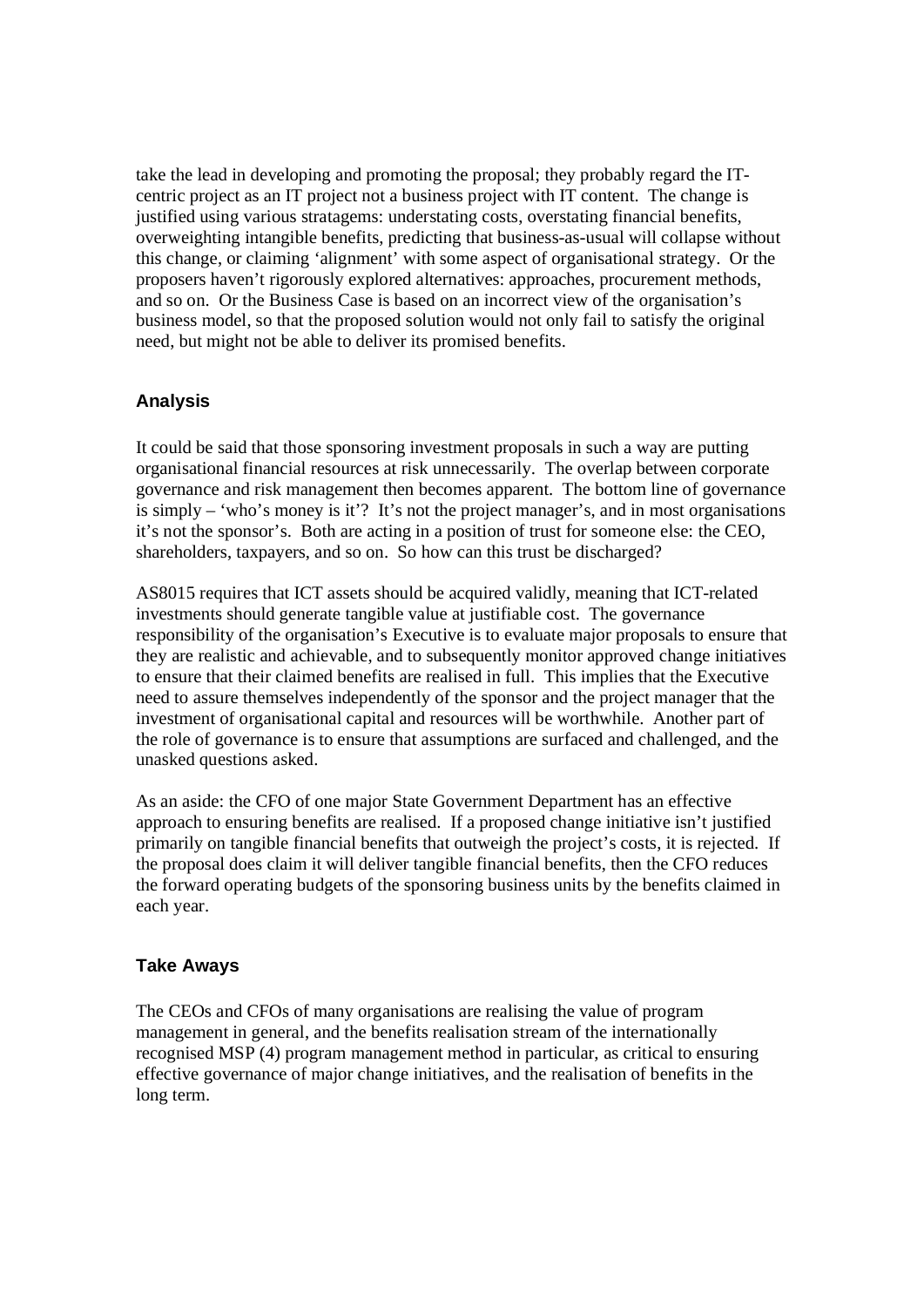take the lead in developing and promoting the proposal; they probably regard the IT-centric project as an IT project not a business project with IT content. The change is justified using various stratagems: understating costs, overstating financial benefits, overweighting intangible benefits, predicting that business-as-usual will collapse without this change, or claiming 'alignment' with some aspect of organisational strategy. Or the proposers haven't rigorously explored alternatives: approaches, procurement methods, and so on. Or the Business Case is based on an incorrect view of the organisation's business model, so that the proposed solution would not only fail to satisfy the original need, but might not be able to deliver its promised benefits.

## Analysis

It could be said that those sponsoring investment proposals in such a way are putting organisational financial resources at risk unnecessarily. The overlap between corporate governance and risk management then becomes apparent. The bottom line of governance is simply – 'who's money is it'? It's not the project manager's, and in most organisations it's not the sponsor's. Both are acting in a position of trust for someone else: the CEO, shareholders, taxpayers, and so on. So how can this trust be discharged?

AS8015 requires that ICT assets should be acquired validly, meaning that ICT-related investments should generate tangible value at justifiable cost. The governance responsibility of the organisation's Executive is to evaluate major proposals to ensure that they are realistic and achievable, and to subsequently monitor approved change initiatives to ensure that their claimed benefits are realised in full. This implies that the Executive need to assure themselves independently of the sponsor and the project manager that the investment of organisational capital and resources will be worthwhile. Another part of the role of governance is to ensure that assumptions are surfaced and challenged, and the unasked questions asked.

As an aside: the CFO of one major State Government Department has an effective approach to ensuring benefits are realised. If a proposed change initiative isn't justified primarily on tangible financial benefits that outweigh the project's costs, it is rejected. If the proposal does claim it will deliver tangible financial benefits, then the CFO reduces the forward operating budgets of the sponsoring business units by the benefits claimed in each year.

## Take Aways

The CEOs and CFOs of many organisations are realising the value of program management in general, and the benefits realisation stream of the internationally recognised MSP (4) program management method in particular, as critical to ensuring effective governance of major change initiatives, and the realisation of benefits in the long term.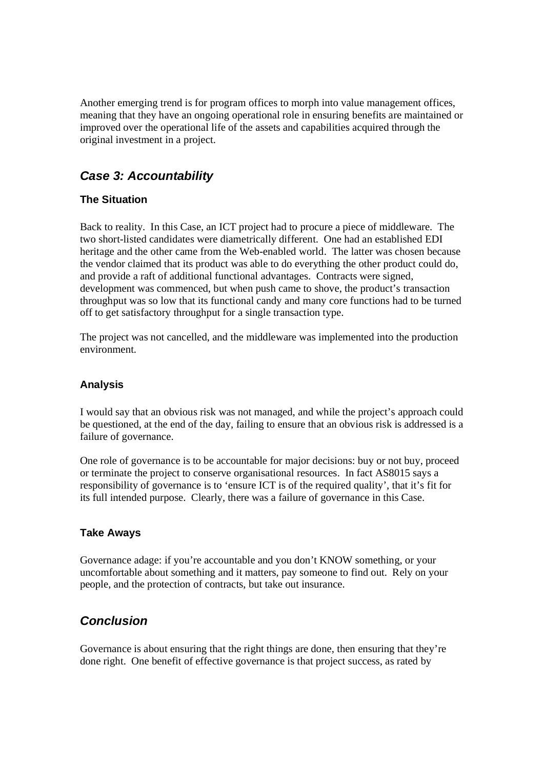Another emerging trend is for program offices to morph into value management offices, meaning that they have an ongoing operational role in ensuring benefits are maintained or improved over the operational life of the assets and capabilities acquired through the original investment in a project.

## *Case 3: Accountability*

### The Situation

Back to reality. In this Case, an ICT project had to procure a piece of middleware. The two short-listed candidates were diametrically different. One had an established EDI heritage and the other came from the Web-enabled world. The latter was chosen because the vendor claimed that its product was able to do everything the other product could do, and provide a raft of additional functional advantages. Contracts were signed, development was commenced, but when push came to shove, the product's transaction throughput was so low that its functional candy and many core functions had to be turned off to get satisfactory throughput for a single transaction type.

The project was not cancelled, and the middleware was implemented into the production environment.

### Analysis

I would say that an obvious risk was not managed, and while the project's approach could be questioned, at the end of the day, failing to ensure that an obvious risk is addressed is a failure of governance.

One role of governance is to be accountable for major decisions: buy or not buy, proceed or terminate the project to conserve organisational resources. In fact AS8015 says a responsibility of governance is to 'ensure ICT is of the required quality', that it's fit for its full intended purpose. Clearly, there was a failure of governance in this Case.

### Take Aways

Governance adage: if you're accountable and you don't KNOW something, or your uncomfortable about something and it matters, pay someone to find out. Rely on your people, and the protection of contracts, but take out insurance.

## *Conclusion*

Governance is about ensuring that the right things are done, then ensuring that they're done right. One benefit of effective governance is that project success, as rated by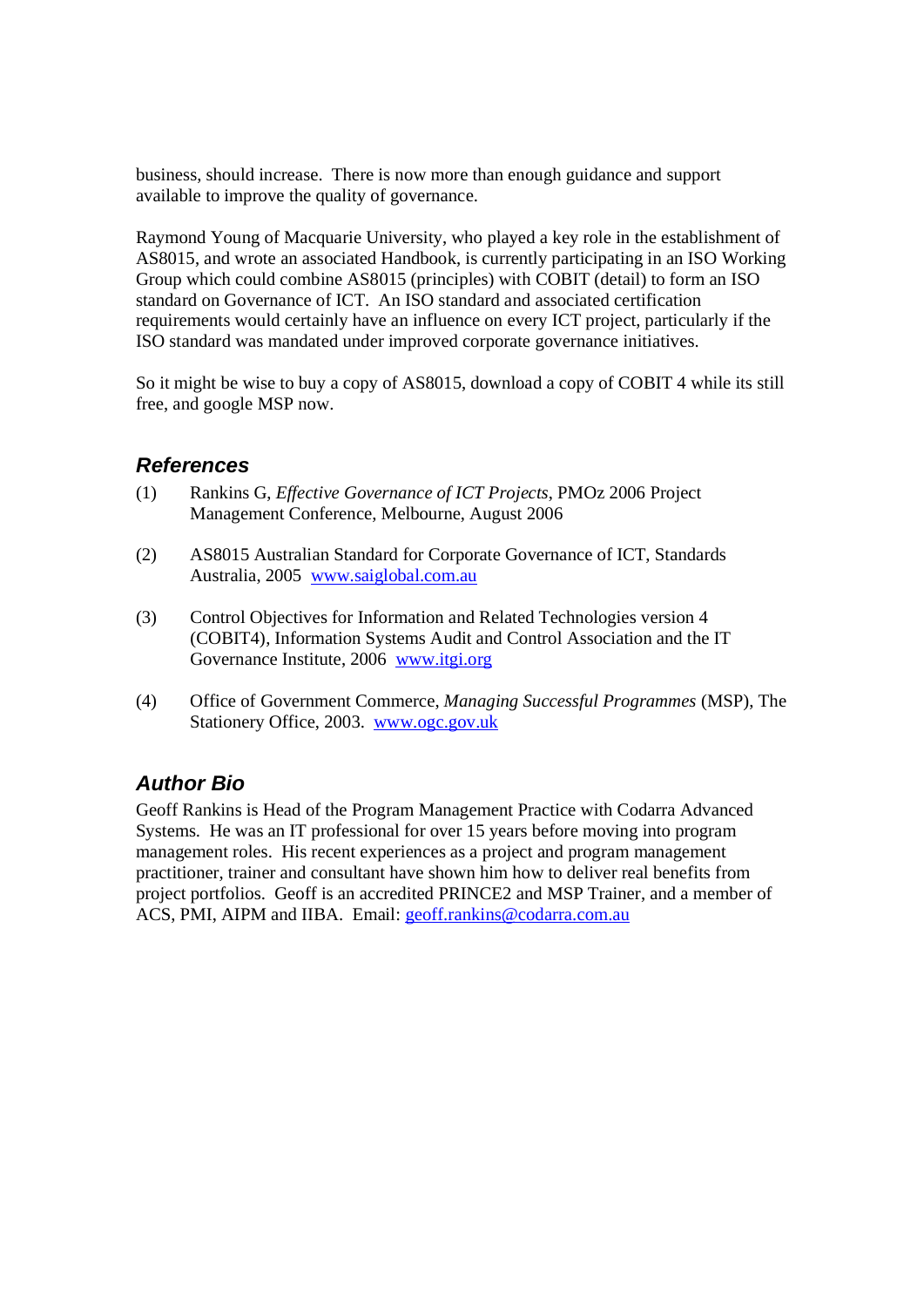business, should increase. There is now more than enough guidance and support available to improve the quality of governance.

Raymond Young of Macquarie University, who played a key role in the establishment of AS8015, and wrote an associated Handbook, is currently participating in an ISO Working Group which could combine AS8015 (principles) with COBIT (detail) to form an ISO standard on Governance of ICT. An ISO standard and associated certification requirements would certainly have an influence on every ICT project, particularly if the ISO standard was mandated under improved corporate governance initiatives.

So it might be wise to buy a copy of AS8015, download a copy of COBIT 4 while its still free, and google MSP now.

## References

(1) Rankins G, *Effective Governance of ICT Projects*, PMOz 2006 Project Management Conference, Melbourne, August 2006

(2) AS8015 Australian Standard for Corporate Governance of ICT, Standards Australia, 2005 www.saiglobal.com.au

(3) Control Objectives for Information and Related Technologies version 4 (COBIT4), Information Systems Audit and Control Association and the IT Governance Institute, 2006 www.itgi.org

(4) Office of Government Commerce, *Managing Successful Programmes* (MSP), The Stationery Office, 2003. www.ogc.gov.uk

## Author Bio

Geoff Rankins is Head of the Program Management Practice with Codarra Advanced Systems. He was an IT professional for over 15 years before moving into program management roles. His recent experiences as a project and program management practitioner, trainer and consultant have shown him how to deliver real benefits from project portfolios. Geoff is an accredited PRINCE2 and MSP Trainer, and a member of ACS, PMI, AIPM and IIBA. Email: geoff.rankins@codarra.com.au